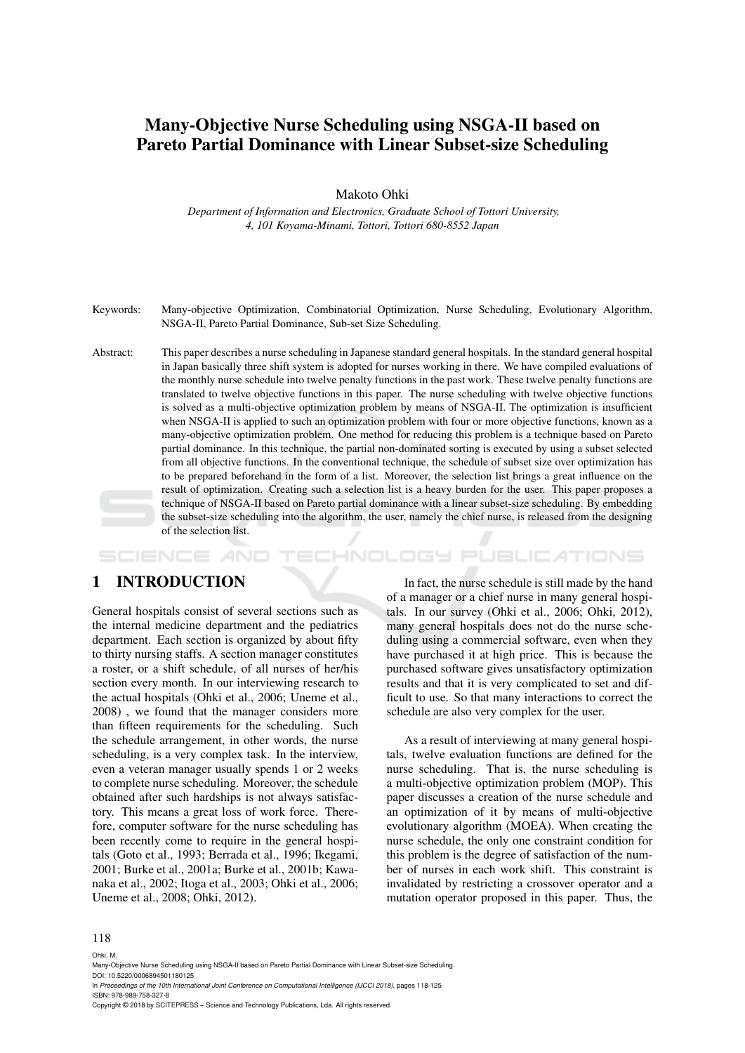# Many-Objective Nurse Scheduling using NSGA-II based on Pareto Partial Dominance with Linear Subset-size Scheduling

Makoto Ohki

*Department of Information and Electronics, Graduate School of Tottori University, 4, 101 Koyama-Minami, Tottori, Tottori 680-8552 Japan*

Keywords: Many-objective Optimization, Combinatorial Optimization, Nurse Scheduling, Evolutionary Algorithm, NSGA-II, Pareto Partial Dominance, Sub-set Size Scheduling.

Abstract: This paper describes a nurse scheduling in Japanese standard general hospitals. In the standard general hospital in Japan basically three shift system is adopted for nurses working in there. We have compiled evaluations of the monthly nurse schedule into twelve penalty functions in the past work. These twelve penalty functions are translated to twelve objective functions in this paper. The nurse scheduling with twelve objective functions is solved as a multi-objective optimization problem by means of NSGA-II. The optimization is insufficient when NSGA-II is applied to such an optimization problem with four or more objective functions, known as a many-objective optimization problem. One method for reducing this problem is a technique based on Pareto partial dominance. In this technique, the partial non-dominated sorting is executed by using a subset selected from all objective functions. In the conventional technique, the schedule of subset size over optimization has to be prepared beforehand in the form of a list. Moreover, the selection list brings a great influence on the result of optimization. Creating such a selection list is a heavy burden for the user. This paper proposes a technique of NSGA-II based on Pareto partial dominance with a linear subset-size scheduling. By embedding the subset-size scheduling into the algorithm, the user, namely the chief nurse, is released from the designing of the selection list.

## 1 INTRODUCTION

General hospitals consist of several sections such as the internal medicine department and the pediatrics department. Each section is organized by about fifty to thirty nursing staffs. A section manager constitutes a roster, or a shift schedule, of all nurses of her/his section every month. In our interviewing research to the actual hospitals (Ohki et al., 2006; Uneme et al., 2008) , we found that the manager considers more than fifteen requirements for the scheduling. Such the schedule arrangement, in other words, the nurse scheduling, is a very complex task. In the interview, even a veteran manager usually spends 1 or 2 weeks to complete nurse scheduling. Moreover, the schedule obtained after such hardships is not always satisfactory. This means a great loss of work force. Therefore, computer software for the nurse scheduling has been recently come to require in the general hospitals (Goto et al., 1993; Berrada et al., 1996; Ikegami, 2001; Burke et al., 2001a; Burke et al., 2001b; Kawanaka et al., 2002; Itoga et al., 2003; Ohki et al., 2006; Uneme et al., 2008; Ohki, 2012).

In fact, the nurse schedule is still made by the hand of a manager or a chief nurse in many general hospitals. In our survey (Ohki et al., 2006; Ohki, 2012), many general hospitals does not do the nurse scheduling using a commercial software, even when they have purchased it at high price. This is because the purchased software gives unsatisfactory optimization results and that it is very complicated to set and difficult to use. So that many interactions to correct the schedule are also very complex for the user.

As a result of interviewing at many general hospitals, twelve evaluation functions are defined for the nurse scheduling. That is, the nurse scheduling is a multi-objective optimization problem (MOP). This paper discusses a creation of the nurse schedule and an optimization of it by means of multi-objective evolutionary algorithm (MOEA). When creating the nurse schedule, the only one constraint condition for this problem is the degree of satisfaction of the number of nurses in each work shift. This constraint is invalidated by restricting a crossover operator and a mutation operator proposed in this paper. Thus, the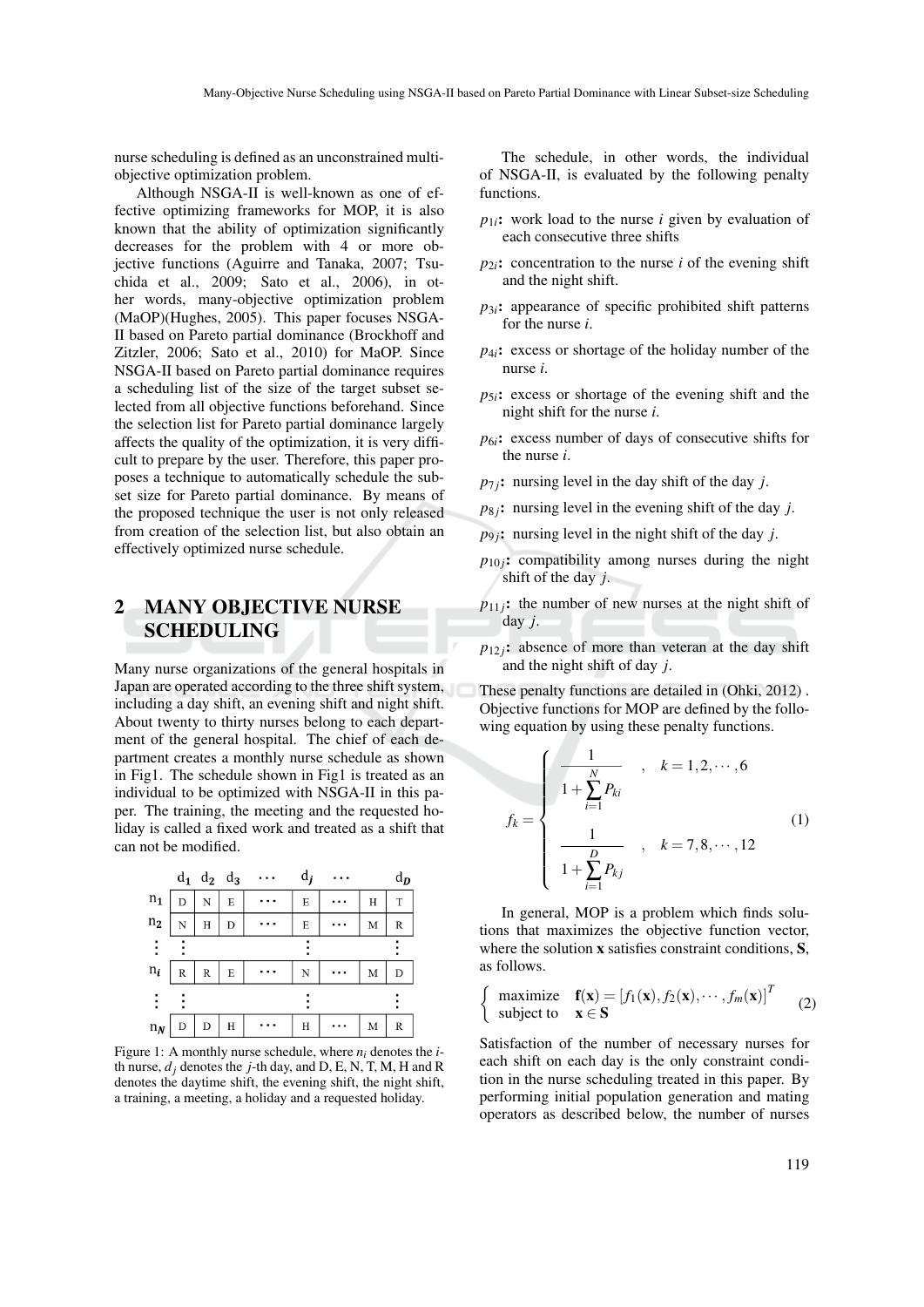nurse scheduling is defined as an unconstrained multi-objective optimization problem.

Although NSGA-II is well-known as one of effective optimizing frameworks for MOP, it is also known that the ability of optimization significantly decreases for the problem with 4 or more objective functions (Aguirre and Tanaka, 2007; Tsuchida et al., 2009; Sato et al., 2006), in other words, many-objective optimization problem (MaOP)(Hughes, 2005). This paper focuses NSGA-II based on Pareto partial dominance (Brockhoff and Zitzler, 2006; Sato et al., 2010) for MaOP. Since NSGA-II based on Pareto partial dominance requires a scheduling list of the size of the target subset selected from all objective functions beforehand. Since the selection list for Pareto partial dominance largely affects the quality of the optimization, it is very difficult to prepare by the user. Therefore, this paper proposes a technique to automatically schedule the subset size for Pareto partial dominance. By means of the proposed technique the user is not only released from creation of the selection list, but also obtain an effectively optimized nurse schedule.

## 2 MANY OBJECTIVE NURSE SCHEDULING

Many nurse organizations of the general hospitals in Japan are operated according to the three shift system, including a day shift, an evening shift and night shift. About twenty to thirty nurses belong to each department of the general hospital. The chief of each department creates a monthly nurse schedule as shown in Fig1. The schedule shown in Fig1 is treated as an individual to be optimized with NSGA-II in this paper. The training, the meeting and the requested holiday is called a fixed work and treated as a shift that can not be modified.

| | $d_1$ | $d_2$ | $d_3$ | ⋯ | $d_j$ | ⋯ | | $d_D$ |
|---|---|---|---|---|---|---|---|---|
| $n_1$ | D | N | E | ⋯ | E | ⋯ | H | T |
| $n_2$ | N | H | D | ⋯ | E | ⋯ | M | R |
| ⋮ | ⋮ | | | | ⋮ | | | ⋮ |
| $n_i$ | R | R | E | ⋯ | N | ⋯ | M | D |
| ⋮ | ⋮ | | | | ⋮ | | | ⋮ |
| $n_N$ | D | D | H | ⋯ | H | ⋯ | M | R |

Figure 1: A monthly nurse schedule, where $n_i$ denotes the $i$-th nurse, $d_j$ denotes the $j$-th day, and D, E, N, T, M, H and R denotes the daytime shift, the evening shift, the night shift, a training, a meeting, a holiday and a requested holiday.

The schedule, in other words, the individual of NSGA-II, is evaluated by the following penalty functions.

- $p_{1i}$**:** work load to the nurse $i$ given by evaluation of each consecutive three shifts
- $p_{2i}$**:** concentration to the nurse $i$ of the evening shift and the night shift.
- $p_{3i}$**:** appearance of specific prohibited shift patterns for the nurse $i$.
- $p_{4i}$**:** excess or shortage of the holiday number of the nurse $i$.
- $p_{5i}$**:** excess or shortage of the evening shift and the night shift for the nurse $i$.
- $p_{6i}$**:** excess number of days of consecutive shifts for the nurse $i$.
- $p_{7j}$**:** nursing level in the day shift of the day $j$.
- $p_{8j}$**:** nursing level in the evening shift of the day $j$.
- $p_{9j}$**:** nursing level in the night shift of the day $j$.
- $p_{10j}$**:** compatibility among nurses during the night shift of the day $j$.
- $p_{11j}$**:** the number of new nurses at the night shift of day $j$.
- $p_{12j}$**:** absence of more than veteran at the day shift and the night shift of day $j$.

These penalty functions are detailed in (Ohki, 2012) . Objective functions for MOP are defined by the following equation by using these penalty functions.

$$f_k = \begin{cases} \dfrac{1}{1+\sum_{i=1}^{N} P_{ki}} & , \quad k = 1,2,\cdots,6 \\[2ex] \dfrac{1}{1+\sum_{i=1}^{D} P_{kj}} & , \quad k = 7,8,\cdots,12 \end{cases} \tag{1}$$

In general, MOP is a problem which finds solutions that maximizes the objective function vector, where the solution $\mathbf{x}$ satisfies constraint conditions, $\mathbf{S}$, as follows.

$$\begin{cases} \text{maximize} & \mathbf{f}(\mathbf{x}) = [f_1(\mathbf{x}), f_2(\mathbf{x}), \cdots, f_m(\mathbf{x})]^T \\ \text{subject to} & \mathbf{x} \in \mathbf{S} \end{cases} \tag{2}$$

Satisfaction of the number of necessary nurses for each shift on each day is the only constraint condition in the nurse scheduling treated in this paper. By performing initial population generation and mating operators as described below, the number of nurses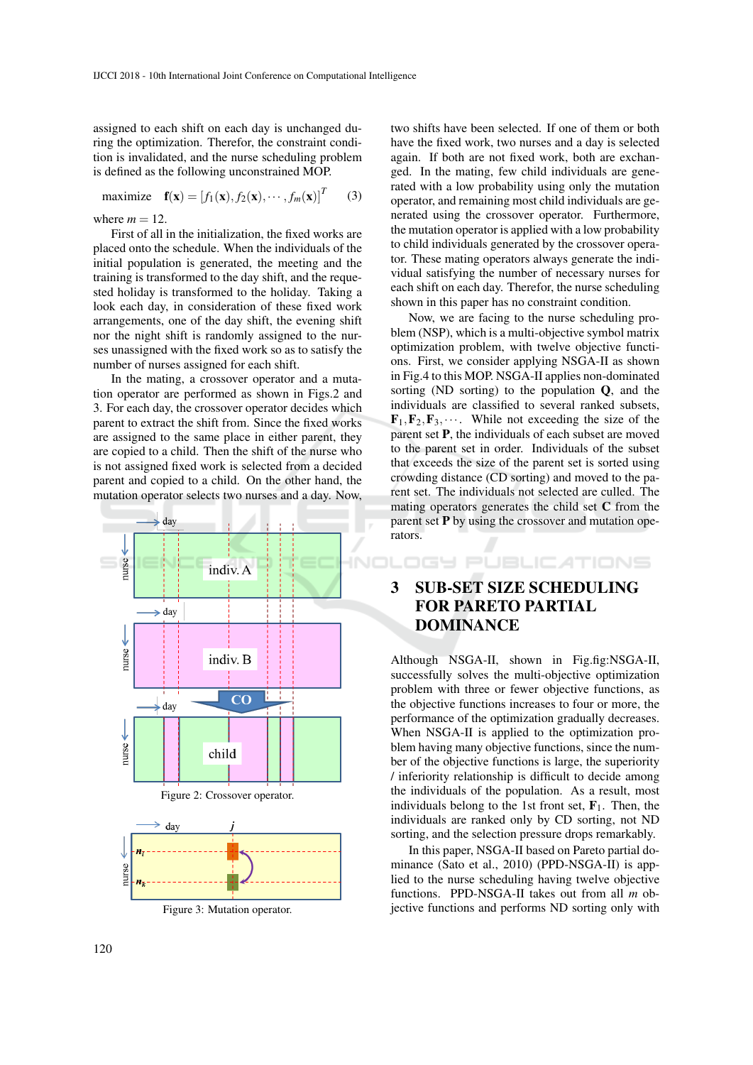assigned to each shift on each day is unchanged during the optimization. Therefor, the constraint condition is invalidated, and the nurse scheduling problem is defined as the following unconstrained MOP.

$$\text{maximize} \quad \mathbf{f}(\mathbf{x}) = [f_1(\mathbf{x}), f_2(\mathbf{x}), \cdots, f_m(\mathbf{x})]^T \tag{3}$$

where $m = 12$.

First of all in the initialization, the fixed works are placed onto the schedule. When the individuals of the initial population is generated, the meeting and the training is transformed to the day shift, and the requested holiday is transformed to the holiday. Taking a look each day, in consideration of these fixed work arrangements, one of the day shift, the evening shift nor the night shift is randomly assigned to the nurses unassigned with the fixed work so as to satisfy the number of nurses assigned for each shift.

In the mating, a crossover operator and a mutation operator are performed as shown in Figs.2 and 3. For each day, the crossover operator decides which parent to extract the shift from. Since the fixed works are assigned to the same place in either parent, they are copied to a child. Then the shift of the nurse who is not assigned fixed work is selected from a decided parent and copied to a child. On the other hand, the mutation operator selects two nurses and a day. Now, two shifts have been selected. If one of them or both have the fixed work, two nurses and a day is selected again. If both are not fixed work, both are exchanged. In the mating, few child individuals are generated with a low probability using only the mutation operator, and remaining most child individuals are generated using the crossover operator. Furthermore, the mutation operator is applied with a low probability to child individuals generated by the crossover operator. These mating operators always generate the individual satisfying the number of necessary nurses for each shift on each day. Therefor, the nurse scheduling shown in this paper has no constraint condition.

Figure 2: Crossover operator.

Figure 3: Mutation operator.

Now, we are facing to the nurse scheduling problem (NSP), which is a multi-objective symbol matrix optimization problem, with twelve objective functions. First, we consider applying NSGA-II as shown in Fig.4 to this MOP. NSGA-II applies non-dominated sorting (ND sorting) to the population $\mathbf{Q}$, and the individuals are classified to several ranked subsets, $\mathbf{F}_1, \mathbf{F}_2, \mathbf{F}_3, \cdots$. While not exceeding the size of the parent set $\mathbf{P}$, the individuals of each subset are moved to the parent set in order. Individuals of the subset that exceeds the size of the parent set is sorted using crowding distance (CD sorting) and moved to the parent set. The individuals not selected are culled. The mating operators generates the child set $\mathbf{C}$ from the parent set $\mathbf{P}$ by using the crossover and mutation operators.

## 3 SUB-SET SIZE SCHEDULING FOR PARETO PARTIAL DOMINANCE

Although NSGA-II, shown in Fig.fig:NSGA-II, successfully solves the multi-objective optimization problem with three or fewer objective functions, as the objective functions increases to four or more, the performance of the optimization gradually decreases. When NSGA-II is applied to the optimization problem having many objective functions, since the number of the objective functions is large, the superiority / inferiority relationship is difficult to decide among the individuals of the population. As a result, most individuals belong to the 1st front set, $\mathbf{F}_1$. Then, the individuals are ranked only by CD sorting, not ND sorting, and the selection pressure drops remarkably.

In this paper, NSGA-II based on Pareto partial dominance (Sato et al., 2010) (PPD-NSGA-II) is applied to the nurse scheduling having twelve objective functions. PPD-NSGA-II takes out from all $m$ objective functions and performs ND sorting only with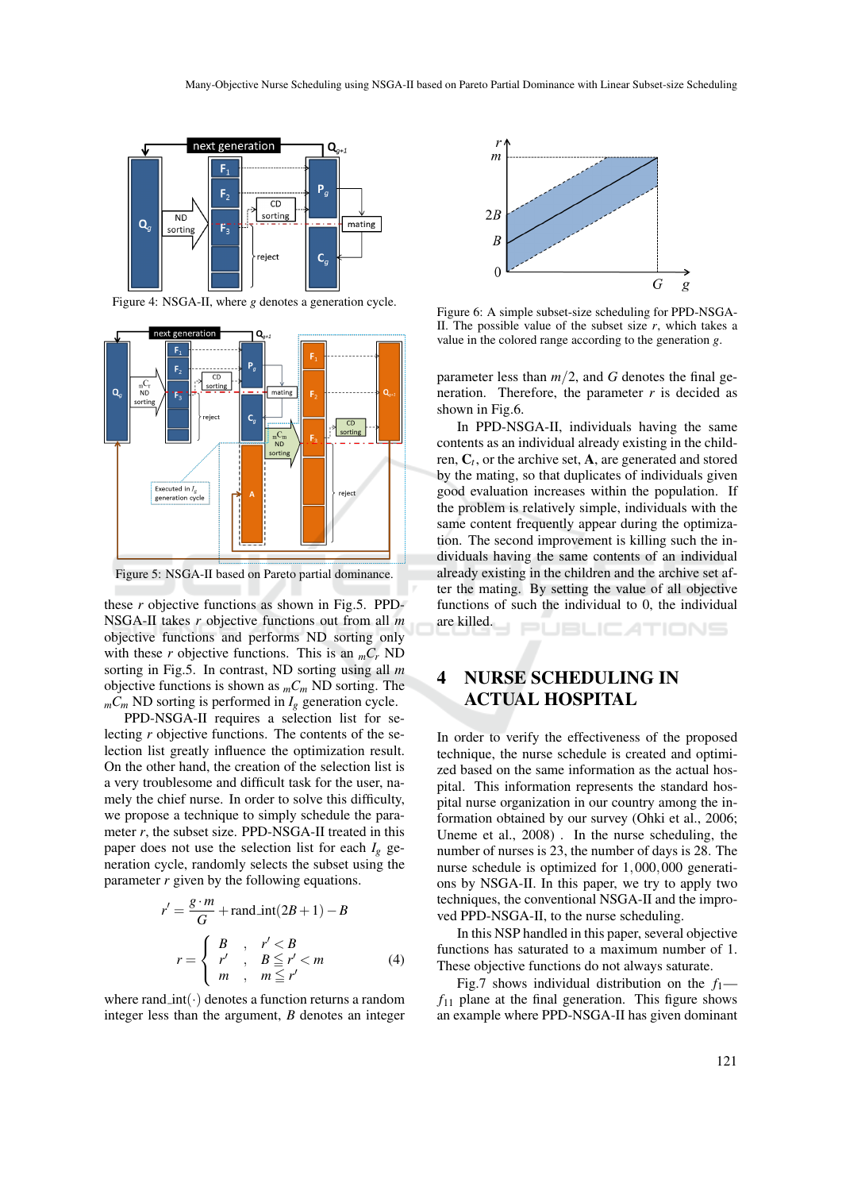Figure 4: NSGA-II, where $g$ denotes a generation cycle.

Figure 5: NSGA-II based on Pareto partial dominance.

these $r$ objective functions as shown in Fig.5. PPD-NSGA-II takes $r$ objective functions out from all $m$ objective functions and performs ND sorting only with these $r$ objective functions. This is an ${}_mC_r$ ND sorting in Fig.5. In contrast, ND sorting using all $m$ objective functions is shown as ${}_mC_m$ ND sorting. The ${}_mC_m$ ND sorting is performed in $I_g$ generation cycle.

PPD-NSGA-II requires a selection list for selecting $r$ objective functions. The contents of the selection list greatly influence the optimization result. On the other hand, the creation of the selection list is a very troublesome and difficult task for the user, namely the chief nurse. In order to solve this difficulty, we propose a technique to simply schedule the parameter $r$, the subset size. PPD-NSGA-II treated in this paper does not use the selection list for each $I_g$ generation cycle, randomly selects the subset using the parameter $r$ given by the following equations.

$$r' = \frac{g \cdot m}{G} + \text{rand\_int}(2B+1) - B$$

$$r = \begin{cases} B & , \quad r' < B \\ r' & , \quad B \leqq r' < m \\ m & , \quad m \leqq r' \end{cases} \tag{4}$$

where rand_int$(\cdot)$ denotes a function returns a random integer less than the argument, $B$ denotes an integer parameter less than $m/2$, and $G$ denotes the final generation. Therefore, the parameter $r$ is decided as shown in Fig.6.

Figure 6: A simple subset-size scheduling for PPD-NSGA-II. The possible value of the subset size $r$, which takes a value in the colored range according to the generation $g$.

In PPD-NSGA-II, individuals having the same contents as an individual already existing in the children, $\mathbf{C}_t$, or the archive set, $\mathbf{A}$, are generated and stored by the mating, so that duplicates of individuals given good evaluation increases within the population. If the problem is relatively simple, individuals with the same content frequently appear during the optimization. The second improvement is killing such the individuals having the same contents of an individual already existing in the children and the archive set after the mating. By setting the value of all objective functions of such the individual to 0, the individual are killed.

## 4 NURSE SCHEDULING IN ACTUAL HOSPITAL

In order to verify the effectiveness of the proposed technique, the nurse schedule is created and optimized based on the same information as the actual hospital. This information represents the standard hospital nurse organization in our country among the information obtained by our survey (Ohki et al., 2006; Uneme et al., 2008) . In the nurse scheduling, the number of nurses is 23, the number of days is 28. The nurse schedule is optimized for 1,000,000 generations by NSGA-II. In this paper, we try to apply two techniques, the conventional NSGA-II and the improved PPD-NSGA-II, to the nurse scheduling.

In this NSP handled in this paper, several objective functions has saturated to a maximum number of 1. These objective functions do not always saturate.

Fig.7 shows individual distribution on the $f_1$—$f_{11}$ plane at the final generation. This figure shows an example where PPD-NSGA-II has given dominant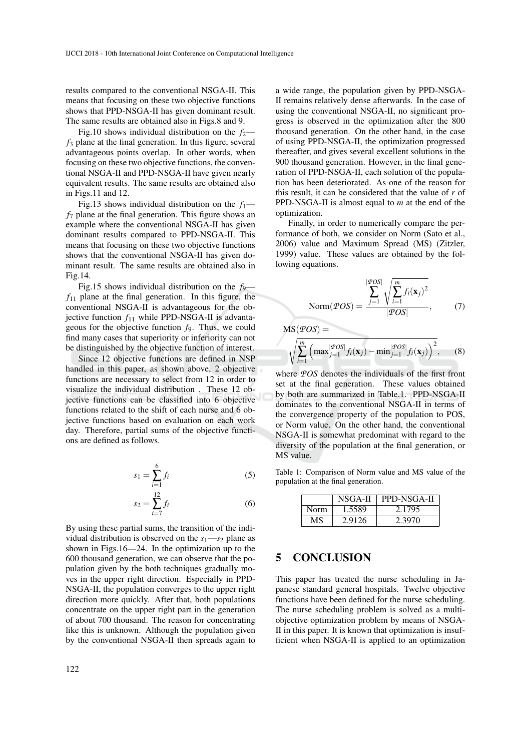results compared to the conventional NSGA-II. This means that focusing on these two objective functions shows that PPD-NSGA-II has given dominant result. The same results are obtained also in Figs.8 and 9.

Fig.10 shows individual distribution on the $f_2$—$f_3$ plane at the final generation. In this figure, several advantageous points overlap. In other words, when focusing on these two objective functions, the conventional NSGA-II and PPD-NSGA-II have given nearly equivalent results. The same results are obtained also in Figs.11 and 12.

Fig.13 shows individual distribution on the $f_1$—$f_7$ plane at the final generation. This figure shows an example where the conventional NSGA-II has given dominant results compared to PPD-NSGA-II. This means that focusing on these two objective functions shows that the conventional NSGA-II has given dominant result. The same results are obtained also in Fig.14.

Fig.15 shows individual distribution on the $f_9$—$f_{11}$ plane at the final generation. In this figure, the conventional NSGA-II is advantageous for the objective function $f_{11}$ while PPD-NSGA-II is advantageous for the objective function $f_9$. Thus, we could find many cases that superiority or inferiority can not be distinguished by the objective function of interest.

Since 12 objective functions are defined in NSP handled in this paper, as shown above, 2 objective functions are necessary to select from 12 in order to visualize the individual distribution . These 12 objective functions can be classified into 6 objective functions related to the shift of each nurse and 6 objective functions based on evaluation on each work day. Therefore, partial sums of the objective functions are defined as follows.

$$s_1 = \sum_{i=1}^{6} f_i \tag{5}$$

$$s_2 = \sum_{i=7}^{12} f_i \tag{6}$$

By using these partial sums, the transition of the individual distribution is observed on the $s_1$—$s_2$ plane as shown in Figs.16—24. In the optimization up to the 600 thousand generation, we can observe that the population given by the both techniques gradually moves in the upper right direction. Especially in PPD-NSGA-II, the population converges to the upper right direction more quickly. After that, both populations concentrate on the upper right part in the generation of about 700 thousand. The reason for concentrating like this is unknown. Although the population given by the conventional NSGA-II then spreads again to a wide range, the population given by PPD-NSGA-II remains relatively dense afterwards. In the case of using the conventional NSGA-II, no significant progress is observed in the optimization after the 800 thousand generation. On the other hand, in the case of using PPD-NSGA-II, the optimization progressed thereafter, and gives several excellent solutions in the 900 thousand generation. However, in the final generation of PPD-NSGA-II, each solution of the population has been deteriorated. As one of the reason for this result, it can be considered that the value of $r$ of PPD-NSGA-II is almost equal to $m$ at the end of the optimization.

Finally, in order to numerically compare the performance of both, we consider on Norm (Sato et al., 2006) value and Maximum Spread (MS) (Zitzler, 1999) value. These values are obtained by the following equations.

$$\text{Norm}(\mathcal{POS}) = \frac{\sum_{j=1}^{|\mathcal{POS}|} \sqrt{\sum_{i=1}^{m} f_i(\mathbf{x}_j)^2}}{|\mathcal{POS}|}, \tag{7}$$

$$\text{MS}(\mathcal{POS}) = \sqrt{\sum_{i=1}^{m} \left( \max_{j=1}^{|\mathcal{POS}|} f_i(\mathbf{x}_j) - \min_{j=1}^{|\mathcal{POS}|} f_i(\mathbf{x}_j) \right)^2}, \tag{8}$$

where $\mathcal{POS}$ denotes the individuals of the first front set at the final generation. These values obtained by both are summarized in Table.1. PPD-NSGA-II dominates to the conventional NSGA-II in terms of the convergence property of the population to POS, or Norm value. On the other hand, the conventional NSGA-II is somewhat predominat with regard to the diversity of the population at the final generation, or MS value.

Table 1: Comparison of Norm value and MS value of the population at the final generation.

| | NSGA-II | PPD-NSGA-II |
|---|---|---|
| Norm | 1.5589 | 2.1795 |
| MS | 2.9126 | 2.3970 |

## 5 CONCLUSION

This paper has treated the nurse scheduling in Japanese standard general hospitals. Twelve objective functions have been defined for the nurse scheduling. The nurse scheduling problem is solved as a multi-objective optimization problem by means of NSGA-II in this paper. It is known that optimization is insufficient when NSGA-II is applied to an optimization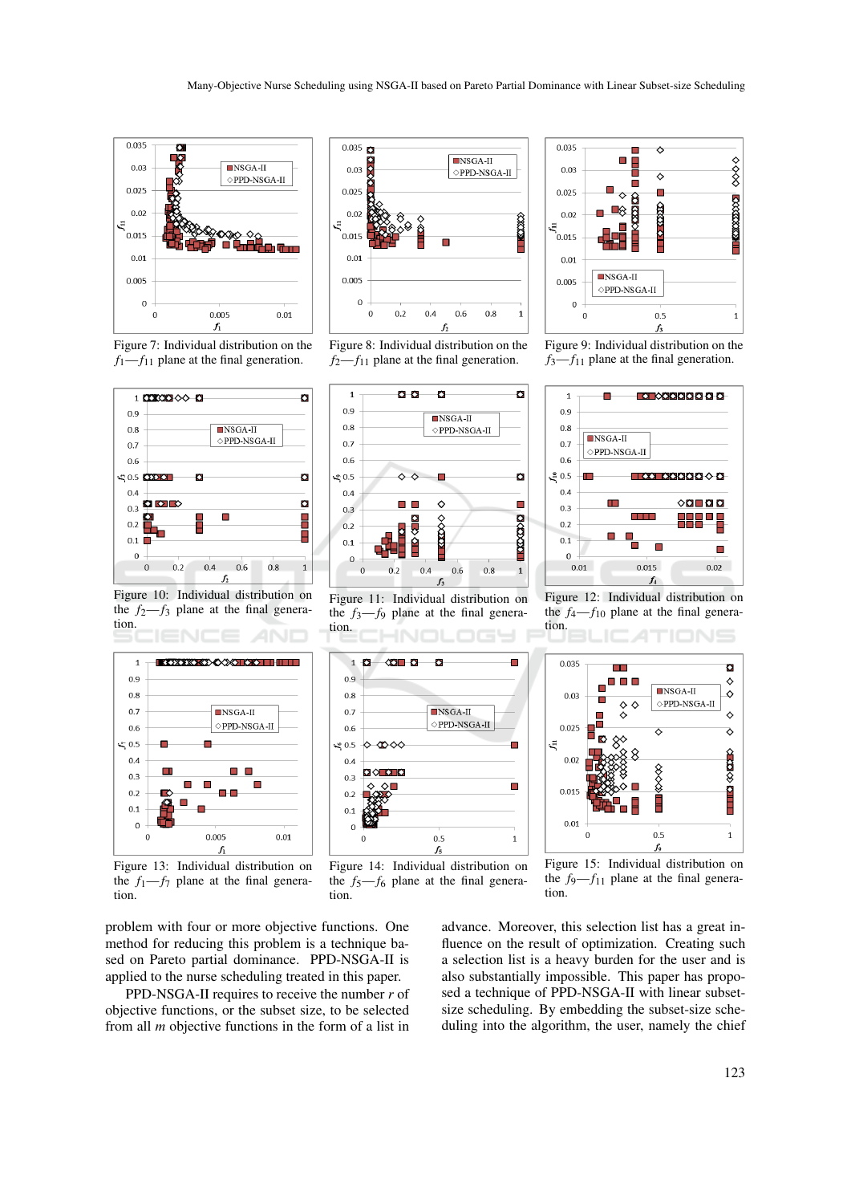Figure 7: Individual distribution on the $f_1$—$f_{11}$ plane at the final generation.

Figure 8: Individual distribution on the $f_2$—$f_{11}$ plane at the final generation.

Figure 9: Individual distribution on the $f_3$—$f_{11}$ plane at the final generation.

Figure 10: Individual distribution on the $f_2$—$f_3$ plane at the final generation.

Figure 11: Individual distribution on the $f_3$—$f_9$ plane at the final generation.

Figure 12: Individual distribution on the $f_4$—$f_{10}$ plane at the final generation.

Figure 13: Individual distribution on the $f_1$—$f_7$ plane at the final generation.

Figure 14: Individual distribution on the $f_5$—$f_6$ plane at the final generation.

Figure 15: Individual distribution on the $f_9$—$f_{11}$ plane at the final generation.

problem with four or more objective functions. One method for reducing this problem is a technique based on Pareto partial dominance. PPD-NSGA-II is applied to the nurse scheduling treated in this paper.

PPD-NSGA-II requires to receive the number $r$ of objective functions, or the subset size, to be selected from all $m$ objective functions in the form of a list in advance. Moreover, this selection list has a great influence on the result of optimization. Creating such a selection list is a heavy burden for the user and is also substantially impossible. This paper has proposed a technique of PPD-NSGA-II with linear subset-size scheduling. By embedding the subset-size scheduling into the algorithm, the user, namely the chief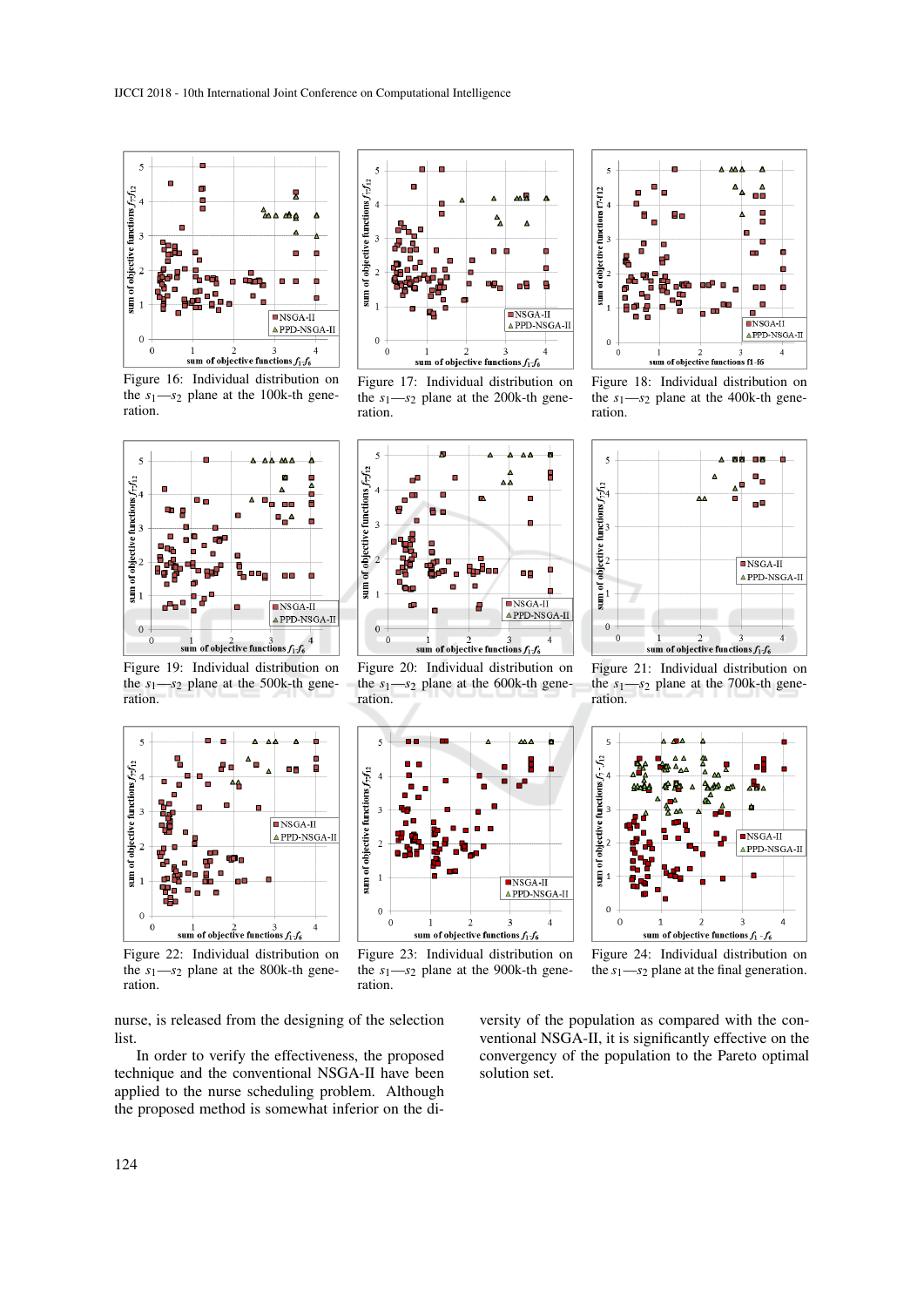Figure 16: Individual distribution on the $s_1$—$s_2$ plane at the 100k-th generation.

Figure 17: Individual distribution on the $s_1$—$s_2$ plane at the 200k-th generation.

Figure 18: Individual distribution on the $s_1$—$s_2$ plane at the 400k-th generation.

Figure 19: Individual distribution on the $s_1$—$s_2$ plane at the 500k-th generation.

Figure 20: Individual distribution on the $s_1$—$s_2$ plane at the 600k-th generation.

Figure 21: Individual distribution on the $s_1$—$s_2$ plane at the 700k-th generation.

Figure 22: Individual distribution on the $s_1$—$s_2$ plane at the 800k-th generation.

Figure 23: Individual distribution on the $s_1$—$s_2$ plane at the 900k-th generation.

Figure 24: Individual distribution on the $s_1$—$s_2$ plane at the final generation.

nurse, is released from the designing of the selection list.

In order to verify the effectiveness, the proposed technique and the conventional NSGA-II have been applied to the nurse scheduling problem. Although the proposed method is somewhat inferior on the diversity of the population as compared with the conventional NSGA-II, it is significantly effective on the convergency of the population to the Pareto optimal solution set.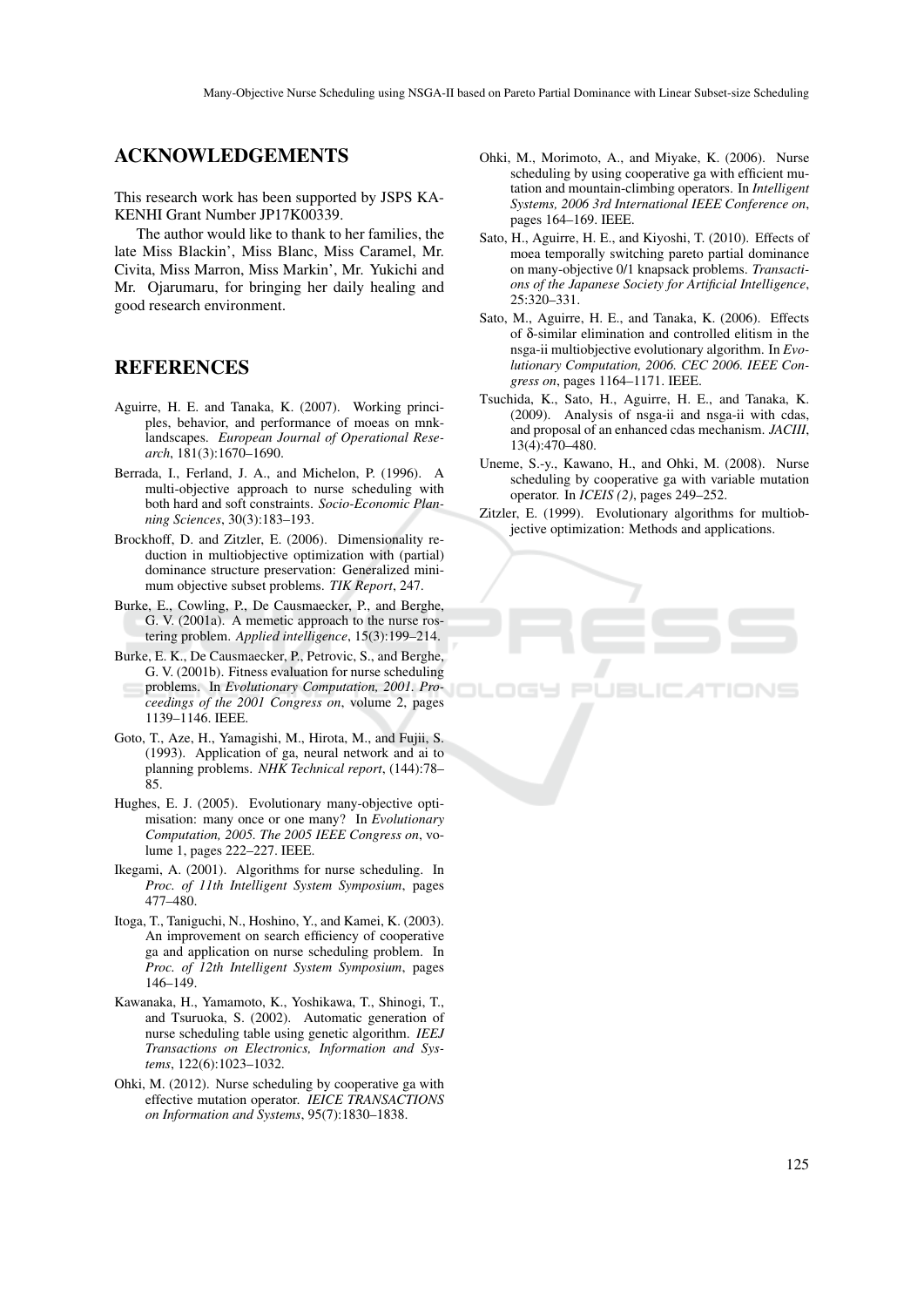## ACKNOWLEDGEMENTS

This research work has been supported by JSPS KAKENHI Grant Number JP17K00339.

The author would like to thank to her families, the late Miss Blackin', Miss Blanc, Miss Caramel, Mr. Civita, Miss Marron, Miss Markin', Mr. Yukichi and Mr. Ojarumaru, for bringing her daily healing and good research environment.

## REFERENCES

Aguirre, H. E. and Tanaka, K. (2007). Working principles, behavior, and performance of moeas on mnk-landscapes. *European Journal of Operational Research*, 181(3):1670–1690.

Berrada, I., Ferland, J. A., and Michelon, P. (1996). A multi-objective approach to nurse scheduling with both hard and soft constraints. *Socio-Economic Planning Sciences*, 30(3):183–193.

Brockhoff, D. and Zitzler, E. (2006). Dimensionality reduction in multiobjective optimization with (partial) dominance structure preservation: Generalized minimum objective subset problems. *TIK Report*, 247.

Burke, E., Cowling, P., De Causmaecker, P., and Berghe, G. V. (2001a). A memetic approach to the nurse rostering problem. *Applied intelligence*, 15(3):199–214.

Burke, E. K., De Causmaecker, P., Petrovic, S., and Berghe, G. V. (2001b). Fitness evaluation for nurse scheduling problems. In *Evolutionary Computation, 2001. Proceedings of the 2001 Congress on*, volume 2, pages 1139–1146. IEEE.

Goto, T., Aze, H., Yamagishi, M., Hirota, M., and Fujii, S. (1993). Application of ga, neural network and ai to planning problems. *NHK Technical report*, (144):78–85.

Hughes, E. J. (2005). Evolutionary many-objective optimisation: many once or one many? In *Evolutionary Computation, 2005. The 2005 IEEE Congress on*, volume 1, pages 222–227. IEEE.

Ikegami, A. (2001). Algorithms for nurse scheduling. In *Proc. of 11th Intelligent System Symposium*, pages 477–480.

Itoga, T., Taniguchi, N., Hoshino, Y., and Kamei, K. (2003). An improvement on search efficiency of cooperative ga and application on nurse scheduling problem. In *Proc. of 12th Intelligent System Symposium*, pages 146–149.

Kawanaka, H., Yamamoto, K., Yoshikawa, T., Shinogi, T., and Tsuruoka, S. (2002). Automatic generation of nurse scheduling table using genetic algorithm. *IEEJ Transactions on Electronics, Information and Systems*, 122(6):1023–1032.

Ohki, M. (2012). Nurse scheduling by cooperative ga with effective mutation operator. *IEICE TRANSACTIONS on Information and Systems*, 95(7):1830–1838.

Ohki, M., Morimoto, A., and Miyake, K. (2006). Nurse scheduling by using cooperative ga with efficient mutation and mountain-climbing operators. In *Intelligent Systems, 2006 3rd International IEEE Conference on*, pages 164–169. IEEE.

Sato, H., Aguirre, H. E., and Kiyoshi, T. (2010). Effects of moea temporally switching pareto partial dominance on many-objective 0/1 knapsack problems. *Transactions of the Japanese Society for Artificial Intelligence*, 25:320–331.

Sato, M., Aguirre, H. E., and Tanaka, K. (2006). Effects of δ-similar elimination and controlled elitism in the nsga-ii multiobjective evolutionary algorithm. In *Evolutionary Computation, 2006. CEC 2006. IEEE Congress on*, pages 1164–1171. IEEE.

Tsuchida, K., Sato, H., Aguirre, H. E., and Tanaka, K. (2009). Analysis of nsga-ii and nsga-ii with cdas, and proposal of an enhanced cdas mechanism. *JACIII*, 13(4):470–480.

Uneme, S.-y., Kawano, H., and Ohki, M. (2008). Nurse scheduling by cooperative ga with variable mutation operator. In *ICEIS (2)*, pages 249–252.

Zitzler, E. (1999). Evolutionary algorithms for multiobjective optimization: Methods and applications.